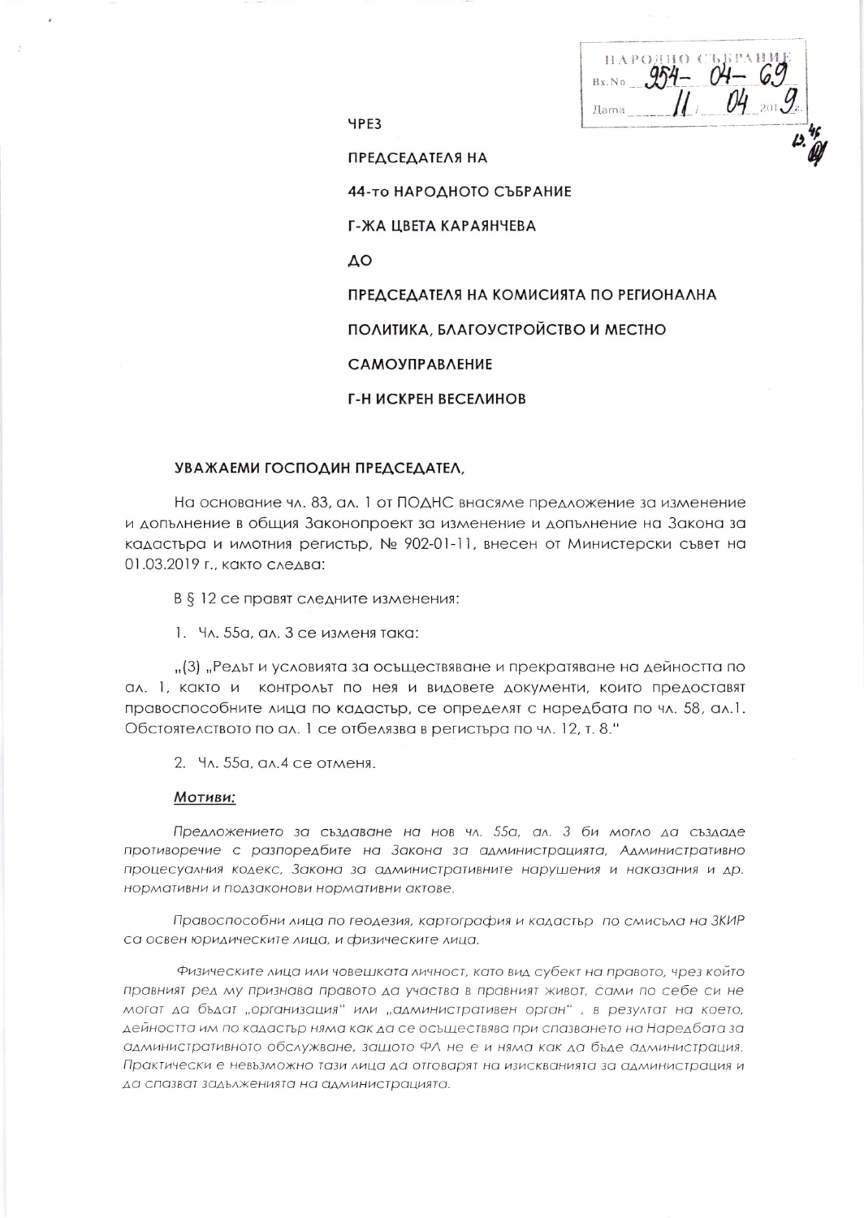НАРОДНО СЪБРАНИЕ
Вх.No 954-04-69
Дата 11/04 2019 г.

ЧРЕЗ

ПРЕДСЕДАТЕЛЯ НА

44-то НАРОДНОТО СЪБРАНИЕ

Г-ЖА ЦВЕТА КАРАЯНЧЕВА

ДО

ПРЕДСЕДАТЕЛЯ НА КОМИСИЯТА ПО РЕГИОНАЛНА ПОЛИТИКА, БЛАГОУСТРОЙСТВО И МЕСТНО САМОУПРАВЛЕНИЕ

Г-Н ИСКРЕН ВЕСЕЛИНОВ

**УВАЖАЕМИ ГОСПОДИН ПРЕДСЕДАТЕЛ,**

На основание чл. 83, ал. 1 от ПОДНС внасяме предложение за изменение и допълнение в общия Законопроект за изменение и допълнение на Закона за кадастъра и имотния регистър, № 902-01-11, внесен от Министерски съвет на 01.03.2019 г., както следва:

В § 12 се правят следните изменения:

1. Чл. 55а, ал. 3 се изменя така:

„(3) „Редът и условията за осъществяване и прекратяване на дейността по ал. 1, както и контролът по нея и видовете документи, които предоставят правоспособните лица по кадастър, се определят с наредбата по чл. 58, ал.1. Обстоятелството по ал. 1 се отбелязва в регистъра по чл. 12, т. 8."

2. Чл. 55а, ал.4 се отменя.

***Мотиви:***

*Предложението за създаване на нов чл. 55а, ал. 3 би могло да създаде противоречие с разпоредбите на Закона за администрацията, Административно процесуалния кодекс, Закона за административните нарушения и наказания и др. нормативни и подзаконови нормативни актове.*

*Правоспособни лица по геодезия, картография и кадастър по смисъла на ЗКИР са освен юридическите лица, и физическите лица.*

*Физическите лица или човешката личност, като вид субект на правото, чрез който правният ред му признава правото да участва в правният живот, сами по себе си не могат да бъдат „организация" или „административен орган" , в резултат на което, дейността им по кадастър няма как да се осъществява при спазването на Наредбата за административното обслужване, защото ФЛ не е и няма как да бъде администрация. Практически е невъзможно тези лица да отговарят на изискванията за администрация и да спазват задълженията на администрацията.*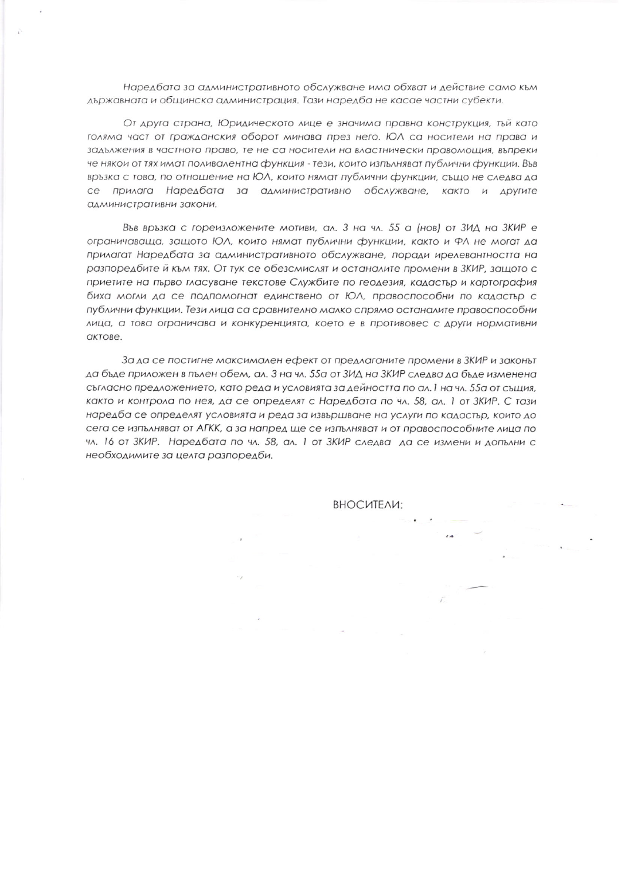*Наредбата за административното обслужване има обхват и действие само към държавната и общинска администрация. Тази наредба не касае частни субекти.*

*От друга страна, Юридическото лице е значима правна конструкция, тъй като голяма част от гражданския оборот минава през него. ЮЛ са носители на права и задължения в частното право, те не са носители на властнически правомощия, въпреки че някои от тях имат поливалентна функция - тези, които изпълняват публични функции. Във връзка с това, по отношение на ЮЛ, които нямат публични функции, също не следва да се прилага Наредбата за административно обслужване, както и другите административни закони.*

*Във връзка с гореизложените мотиви, ал. 3 на чл. 55 а (нов) от ЗИД на ЗКИР е ограничаваща, защото ЮЛ, които нямат публични функции, както и ФЛ не могат да прилагат Наредбата за административното обслужване, поради ирелевантността на разпоредбите ѝ към тях. От тук се обезсмислят и останалите промени в ЗКИР, защото с приетите на първо гласуване текстове Службите по геодезия, кадастър и картография биха могли да се подпомогнат единствено от ЮЛ, правоспособни по кадастър с публични функции. Тези лица са сравнително малко спрямо останалите правоспособни лица, а това ограничава и конкуренцията, което е в противовес с други нормативни актове.*

*За да се постигне максимален ефект от предлаганите промени в ЗКИР и законът да бъде приложен в пълен обем, ал. 3 на чл. 55а от ЗИД на ЗКИР следва да бъде изменена съгласно предложението, като реда и условията за дейността по ал. 1 на чл. 55а от същия, както и контрола по нея, да се определят с Наредбата по чл. 58, ал. 1 от ЗКИР. С тази наредба се определят условията и реда за извършване на услуги по кадастър, които до сега се изпълняват от АГКК, а за напред ще се изпълняват и от правоспособните лица по чл. 16 от ЗКИР. Наредбата по чл. 58, ал. 1 от ЗКИР следва да се измени и допълни с необходимите за целта разпоредби.*

ВНОСИТЕЛИ: